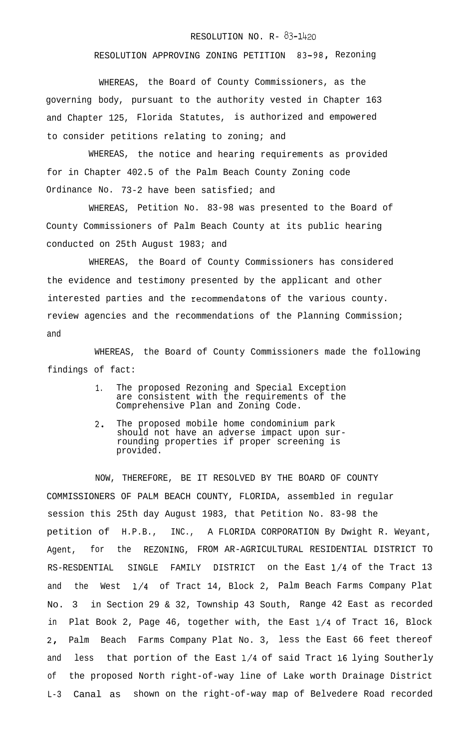# RESOLUTION NO. R- 83-1420

## RESOLUTION APPROVING ZONING PETITION 83-98, Rezoning

WHEREAS, the Board of County Commissioners, as the governing body, pursuant to the authority vested in Chapter 163 and Chapter 125, Florida Statutes, is authorized and empowered to consider petitions relating to zoning; and

WHEREAS, the notice and hearing requirements as provided for in Chapter 402.5 of the Palm Beach County Zoning code Ordinance No. 73-2 have been satisfied; and

WHEREAS, Petition No. 83-98 was presented to the Board of County Commissioners of Palm Beach County at its public hearing conducted on 25th August 1983; and

WHEREAS, the Board of County Commissioners has considered the evidence and testimony presented by the applicant and other interested parties and the recommendatons of the various county. review agencies and the recommendations of the Planning Commission; and

WHEREAS, the Board of County Commissioners made the following findings of fact:

1. The proposed Rezoning and Special Exception are consistent with the requirements of the Comprehensive Plan and Zoning Code.
2. The proposed mobile home condominium park should not have an adverse impact upon surrounding properties if proper screening is provided.

NOW, THEREFORE, BE IT RESOLVED BY THE BOARD OF COUNTY COMMISSIONERS OF PALM BEACH COUNTY, FLORIDA, assembled in regular session this 25th day August 1983, that Petition No. 83-98 the petition of H.P.B., INC., A FLORIDA CORPORATION By Dwight R. Weyant, Agent, for the REZONING, FROM AR-AGRICULTURAL RESIDENTIAL DISTRICT TO RS-RESDENTIAL SINGLE FAMILY DISTRICT on the East 1/4 of the Tract 13 and the West 1/4 of Tract 14, Block 2, Palm Beach Farms Company Plat No. 3 in Section 29 & 32, Township 43 South, Range 42 East as recorded in Plat Book 2, Page 46, together with, the East 1/4 of Tract 16, Block 2, Palm Beach Farms Company Plat No. 3, less the East 66 feet thereof and less that portion of the East 1/4 of said Tract 16 lying Southerly of the proposed North right-of-way line of Lake worth Drainage District L-3 Canal as shown on the right-of-way map of Belvedere Road recorded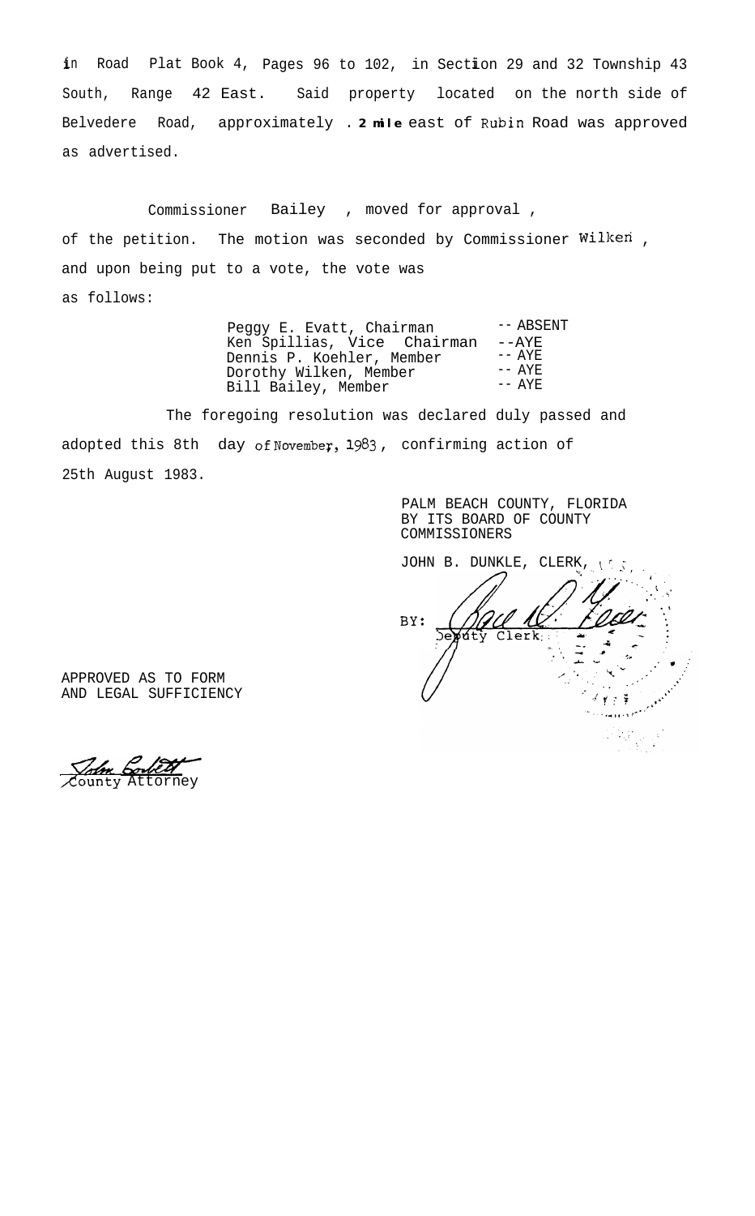in Road Plat Book 4, Pages 96 to 102, in Section 29 and 32 Township 43 South, Range 42 East. Said property located on the north side of Belvedere Road, approximately .2 mile east of Rubin Road was approved as advertised.

Commissioner Bailey , moved for approval , of the petition. The motion was seconded by Commissioner Wilken , and upon being put to a vote, the vote was as follows:

| | |
|---|---|
| Peggy E. Evatt, Chairman | -- ABSENT |
| Ken Spillias, Vice Chairman | --AYE |
| Dennis P. Koehler, Member | -- AYE |
| Dorothy Wilken, Member | -- AYE |
| Bill Bailey, Member | -- AYE |

The foregoing resolution was declared duly passed and adopted this 8th day of November, 1983 , confirming action of 25th August 1983.

PALM BEACH COUNTY, FLORIDA
BY ITS BOARD OF COUNTY
COMMISSIONERS

JOHN B. DUNKLE, CLERK,

BY: Deputy Clerk

APPROVED AS TO FORM
AND LEGAL SUFFICIENCY

County Attorney